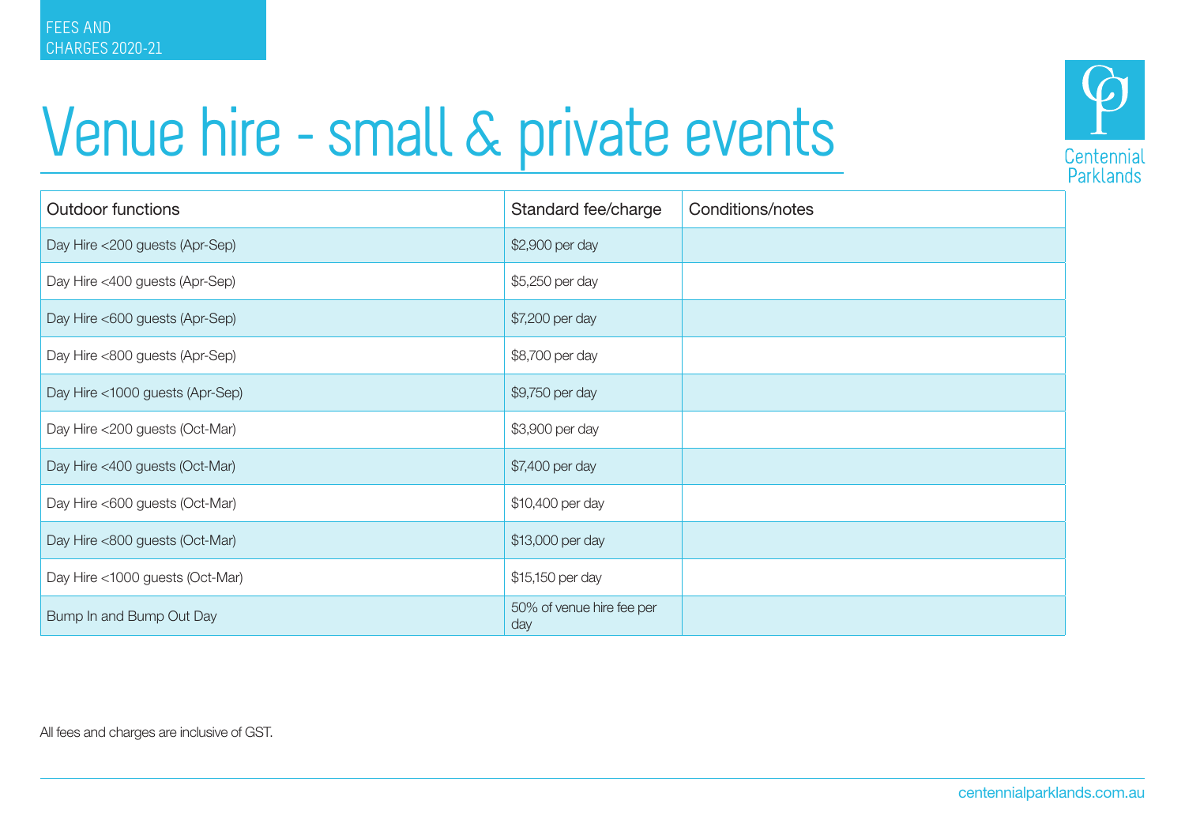FEES AND CHARGES 2020-21

# Venue hire - small & private events

| Outdoor functions | Standard fee/charge | Conditions/notes |
|---|---|---|
| Day Hire <200 guests (Apr-Sep) | $2,900 per day | |
| Day Hire <400 guests (Apr-Sep) | $5,250 per day | |
| Day Hire <600 guests (Apr-Sep) | $7,200 per day | |
| Day Hire <800 guests (Apr-Sep) | $8,700 per day | |
| Day Hire <1000 guests (Apr-Sep) | $9,750 per day | |
| Day Hire <200 guests (Oct-Mar) | $3,900 per day | |
| Day Hire <400 guests (Oct-Mar) | $7,400 per day | |
| Day Hire <600 guests (Oct-Mar) | $10,400 per day | |
| Day Hire <800 guests (Oct-Mar) | $13,000 per day | |
| Day Hire <1000 guests (Oct-Mar) | $15,150 per day | |
| Bump In and Bump Out Day | 50% of venue hire fee per day | |

All fees and charges are inclusive of GST.

centennialparklands.com.au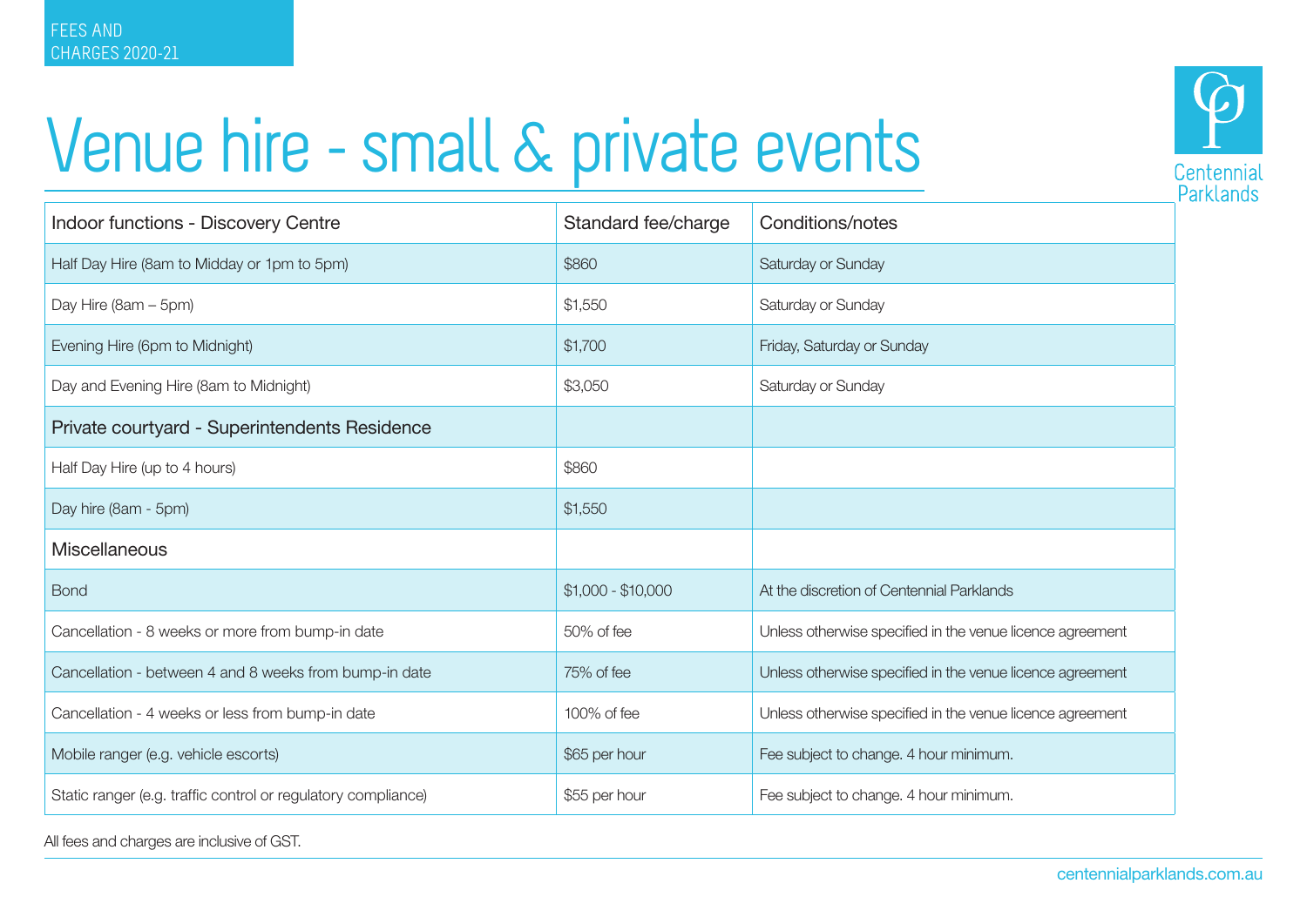FEES AND CHARGES 2020-21

# Venue hire - small & private events

| Indoor functions - Discovery Centre | Standard fee/charge | Conditions/notes |
|---|---|---|
| Half Day Hire (8am to Midday or 1pm to 5pm) | $860 | Saturday or Sunday |
| Day Hire (8am – 5pm) | $1,550 | Saturday or Sunday |
| Evening Hire (6pm to Midnight) | $1,700 | Friday, Saturday or Sunday |
| Day and Evening Hire (8am to Midnight) | $3,050 | Saturday or Sunday |
| Private courtyard - Superintendents Residence | | |
| Half Day Hire (up to 4 hours) | $860 | |
| Day hire (8am - 5pm) | $1,550 | |
| Miscellaneous | | |
| Bond | $1,000 - $10,000 | At the discretion of Centennial Parklands |
| Cancellation - 8 weeks or more from bump-in date | 50% of fee | Unless otherwise specified in the venue licence agreement |
| Cancellation - between 4 and 8 weeks from bump-in date | 75% of fee | Unless otherwise specified in the venue licence agreement |
| Cancellation - 4 weeks or less from bump-in date | 100% of fee | Unless otherwise specified in the venue licence agreement |
| Mobile ranger (e.g. vehicle escorts) | $65 per hour | Fee subject to change. 4 hour minimum. |
| Static ranger (e.g. traffic control or regulatory compliance) | $55 per hour | Fee subject to change. 4 hour minimum. |

All fees and charges are inclusive of GST.

centennialparklands.com.au